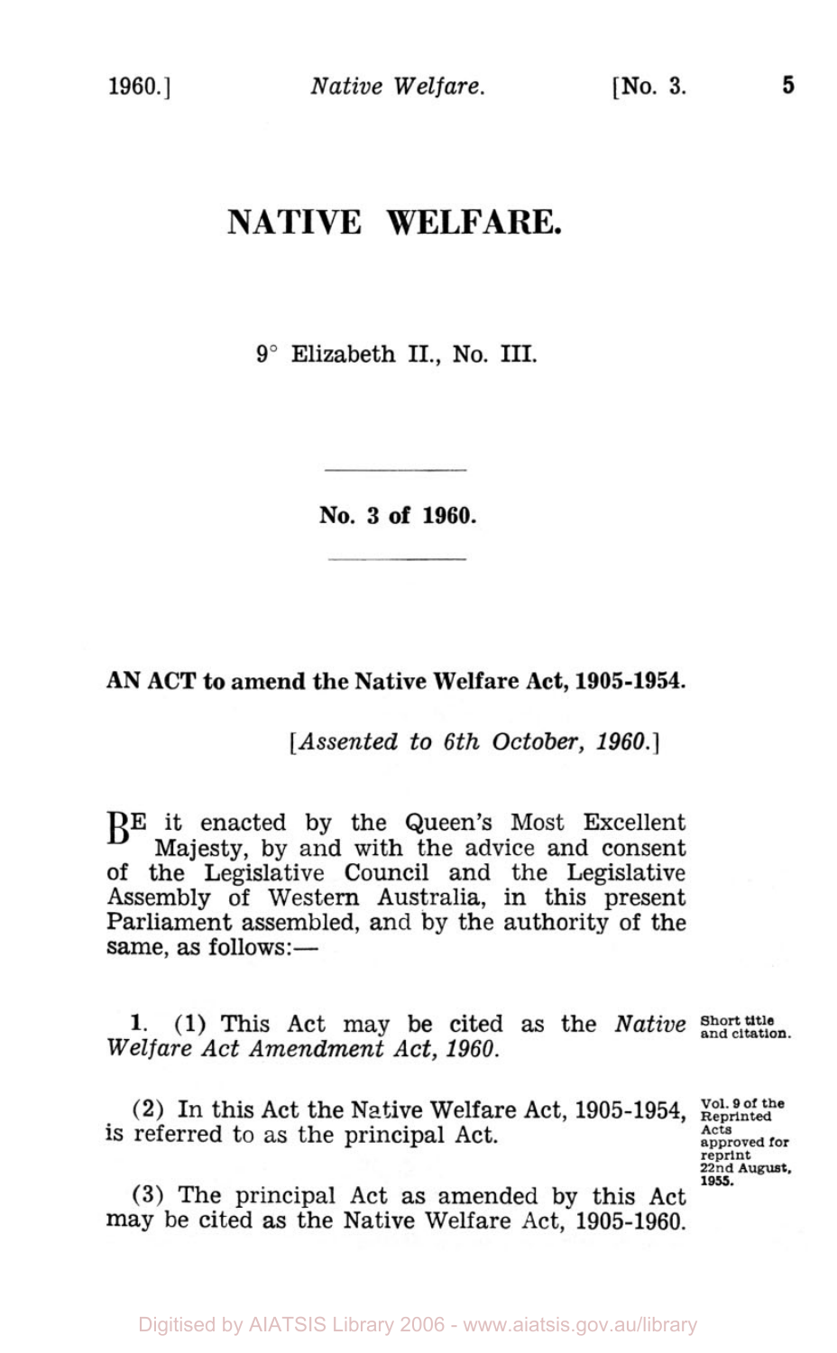# NATIVE WELFARE.

9° Elizabeth II., No. III.

**No. 3 of 1960.**

**AN ACT to amend the Native Welfare Act, 1905-1954.**

[*Assented to 6th October, 1960.*]

BE it enacted by the Queen's Most Excellent Majesty, by and with the advice and consent of the Legislative Council and the Legislative Assembly of Western Australia, in this present Parliament assembled, and by the authority of the same, as follows:—

**Short title and citation.**

**1.** (1) This Act may be cited as the *Native Welfare Act Amendment Act, 1960*.

(2) In this Act the Native Welfare Act, 1905-1954, is referred to as the principal Act.

**Vol. 9 of the Reprinted Acts approved for reprint 22nd August, 1955.**

(3) The principal Act as amended by this Act may be cited as the Native Welfare Act, 1905-1960.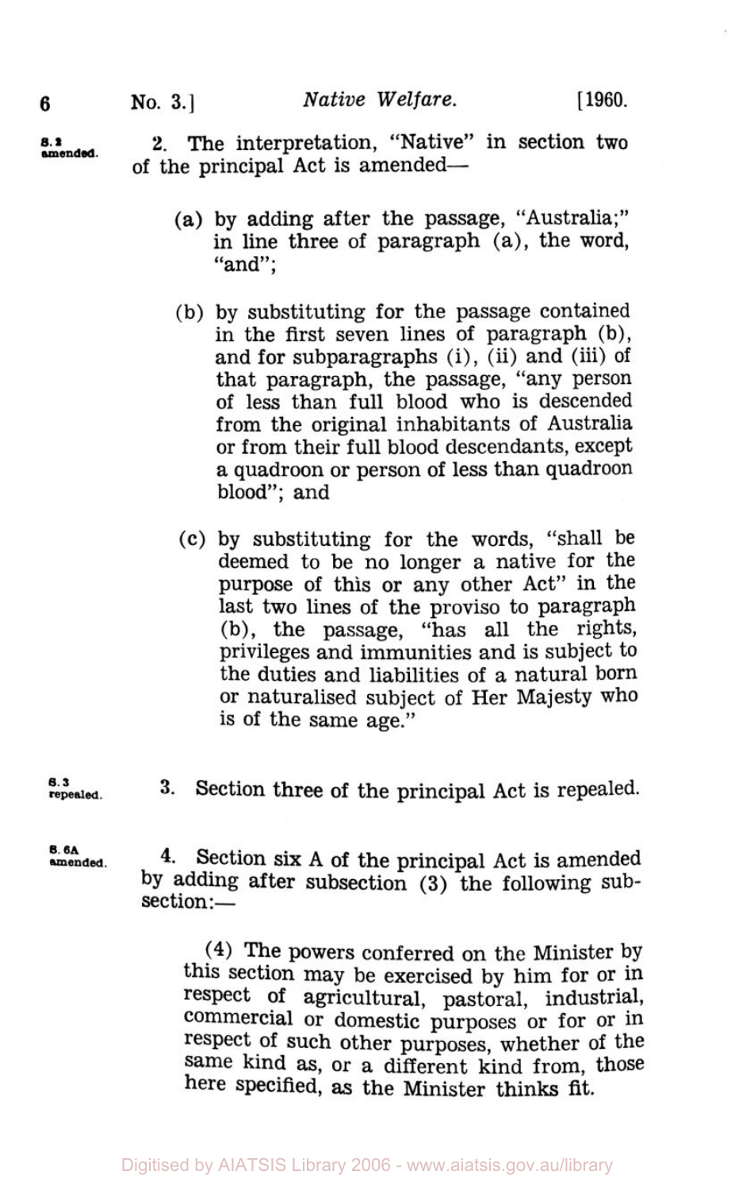S. 2 amended.

2. The interpretation, "Native" in section two of the principal Act is amended—

(a) by adding after the passage, "Australia;" in line three of paragraph (a), the word, "and";

(b) by substituting for the passage contained in the first seven lines of paragraph (b), and for subparagraphs (i), (ii) and (iii) of that paragraph, the passage, "any person of less than full blood who is descended from the original inhabitants of Australia or from their full blood descendants, except a quadroon or person of less than quadroon blood"; and

(c) by substituting for the words, "shall be deemed to be no longer a native for the purpose of this or any other Act" in the last two lines of the proviso to paragraph (b), the passage, "has all the rights, privileges and immunities and is subject to the duties and liabilities of a natural born or naturalised subject of Her Majesty who is of the same age."

S. 3 repealed.

3. Section three of the principal Act is repealed.

S. 6A amended.

4. Section six A of the principal Act is amended by adding after subsection (3) the following subsection:—

(4) The powers conferred on the Minister by this section may be exercised by him for or in respect of agricultural, pastoral, industrial, commercial or domestic purposes or for or in respect of such other purposes, whether of the same kind as, or a different kind from, those here specified, as the Minister thinks fit.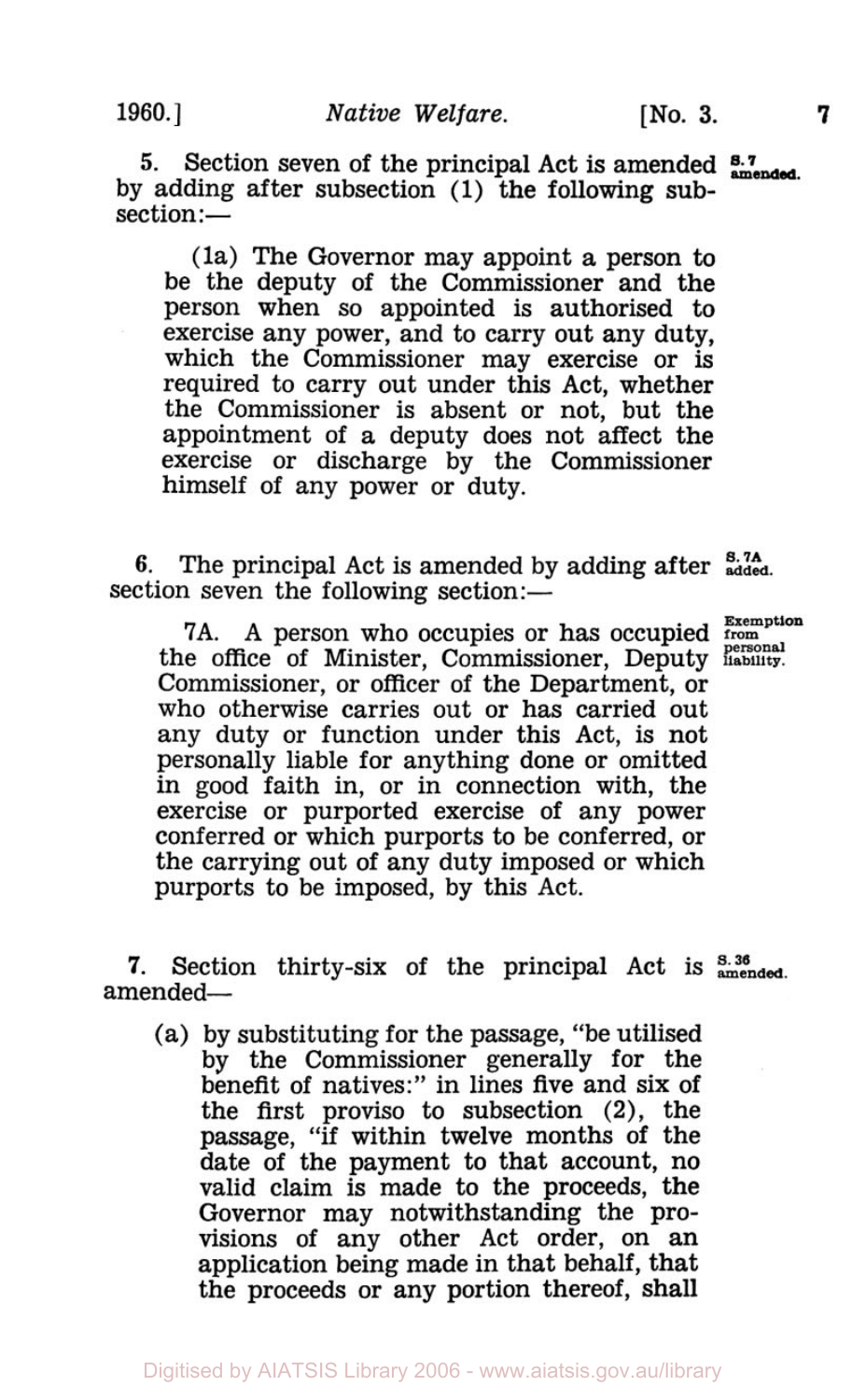5. Section seven of the principal Act is amended by adding after subsection (1) the following subsection:—

S. 7 amended.

(1a) The Governor may appoint a person to be the deputy of the Commissioner and the person when so appointed is authorised to exercise any power, and to carry out any duty, which the Commissioner may exercise or is required to carry out under this Act, whether the Commissioner is absent or not, but the appointment of a deputy does not affect the exercise or discharge by the Commissioner himself of any power or duty.

6. The principal Act is amended by adding after section seven the following section:—

S. 7A added.

Exemption from personal liability.

7A. A person who occupies or has occupied the office of Minister, Commissioner, Deputy Commissioner, or officer of the Department, or who otherwise carries out or has carried out any duty or function under this Act, is not personally liable for anything done or omitted in good faith in, or in connection with, the exercise or purported exercise of any power conferred or which purports to be conferred, or the carrying out of any duty imposed or which purports to be imposed, by this Act.

7. Section thirty-six of the principal Act is amended—

S. 36 amended.

(a) by substituting for the passage, "be utilised by the Commissioner generally for the benefit of natives:" in lines five and six of the first proviso to subsection (2), the passage, "if within twelve months of the date of the payment to that account, no valid claim is made to the proceeds, the Governor may notwithstanding the provisions of any other Act order, on an application being made in that behalf, that the proceeds or any portion thereof, shall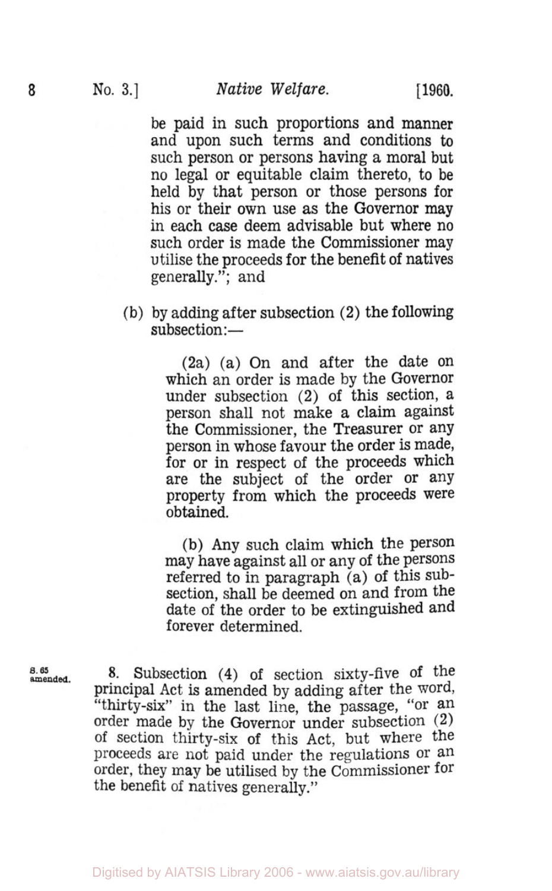be paid in such proportions and manner and upon such terms and conditions to such person or persons having a moral but no legal or equitable claim thereto, to be held by that person or those persons for his or their own use as the Governor may in each case deem advisable but where no such order is made the Commissioner may utilise the proceeds for the benefit of natives generally."; and

(b) by adding after subsection (2) the following subsection:—

(2a) (a) On and after the date on which an order is made by the Governor under subsection (2) of this section, a person shall not make a claim against the Commissioner, the Treasurer or any person in whose favour the order is made, for or in respect of the proceeds which are the subject of the order or any property from which the proceeds were obtained.

(b) Any such claim which the person may have against all or any of the persons referred to in paragraph (a) of this subsection, shall be deemed on and from the date of the order to be extinguished and forever determined.

S. 65 amended.

8. Subsection (4) of section sixty-five of the principal Act is amended by adding after the word, "thirty-six" in the last line, the passage, "or an order made by the Governor under subsection (2) of section thirty-six of this Act, but where the proceeds are not paid under the regulations or an order, they may be utilised by the Commissioner for the benefit of natives generally."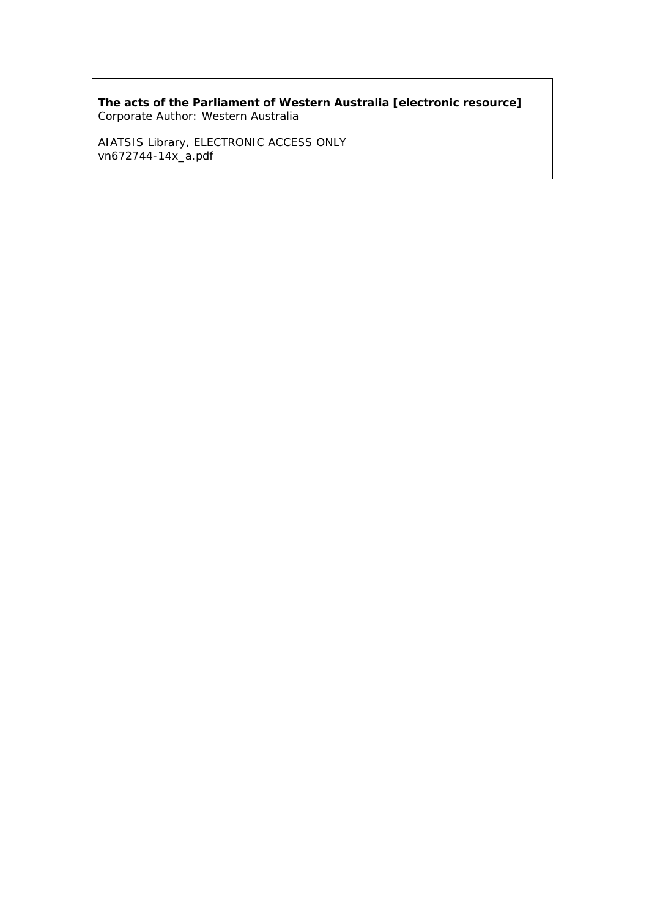**The acts of the Parliament of Western Australia [electronic resource]**
Corporate Author: Western Australia

AIATSIS Library, ELECTRONIC ACCESS ONLY
vn672744-14x_a.pdf